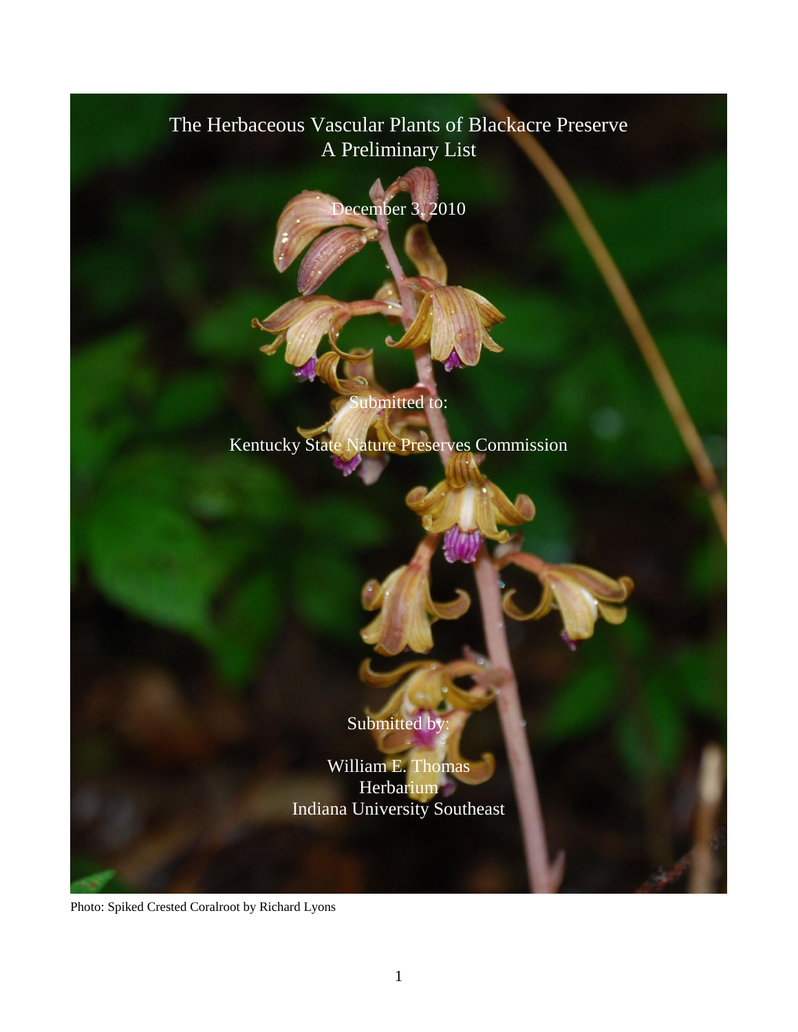# The Herbaceous Vascular Plants of Blackacre Preserve
## A Preliminary List

December 3, 2010

Submitted to:

Kentucky State Nature Preserves Commission

Submitted by:

William E. Thomas
Herbarium
Indiana University Southeast

Photo: Spiked Crested Coralroot by Richard Lyons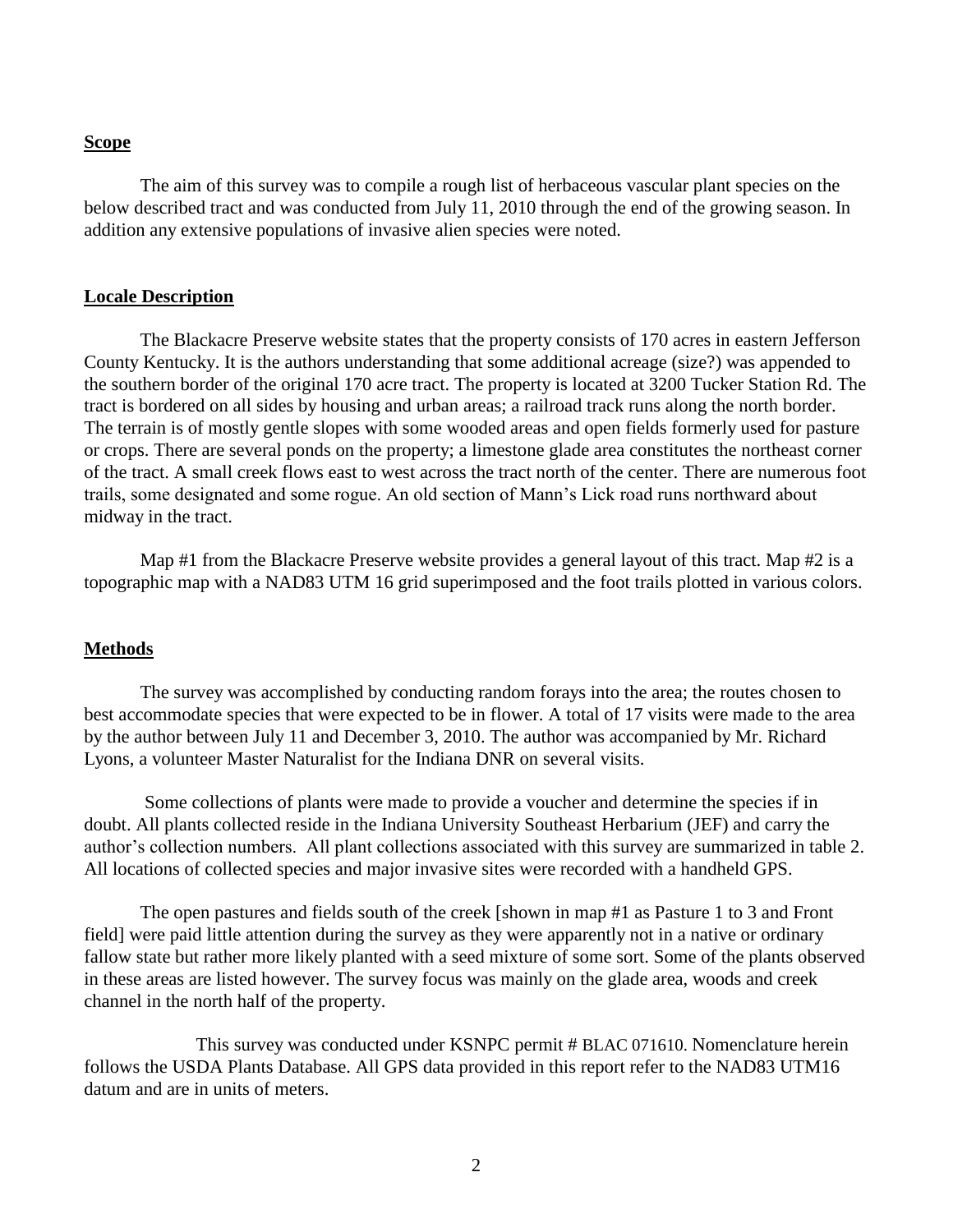## Scope

The aim of this survey was to compile a rough list of herbaceous vascular plant species on the below described tract and was conducted from July 11, 2010 through the end of the growing season. In addition any extensive populations of invasive alien species were noted.

## Locale Description

The Blackacre Preserve website states that the property consists of 170 acres in eastern Jefferson County Kentucky. It is the authors understanding that some additional acreage (size?) was appended to the southern border of the original 170 acre tract. The property is located at 3200 Tucker Station Rd. The tract is bordered on all sides by housing and urban areas; a railroad track runs along the north border. The terrain is of mostly gentle slopes with some wooded areas and open fields formerly used for pasture or crops. There are several ponds on the property; a limestone glade area constitutes the northeast corner of the tract. A small creek flows east to west across the tract north of the center. There are numerous foot trails, some designated and some rogue. An old section of Mann's Lick road runs northward about midway in the tract.

Map #1 from the Blackacre Preserve website provides a general layout of this tract. Map #2 is a topographic map with a NAD83 UTM 16 grid superimposed and the foot trails plotted in various colors.

## Methods

The survey was accomplished by conducting random forays into the area; the routes chosen to best accommodate species that were expected to be in flower. A total of 17 visits were made to the area by the author between July 11 and December 3, 2010. The author was accompanied by Mr. Richard Lyons, a volunteer Master Naturalist for the Indiana DNR on several visits.

Some collections of plants were made to provide a voucher and determine the species if in doubt. All plants collected reside in the Indiana University Southeast Herbarium (JEF) and carry the author's collection numbers. All plant collections associated with this survey are summarized in table 2. All locations of collected species and major invasive sites were recorded with a handheld GPS.

The open pastures and fields south of the creek [shown in map #1 as Pasture 1 to 3 and Front field] were paid little attention during the survey as they were apparently not in a native or ordinary fallow state but rather more likely planted with a seed mixture of some sort. Some of the plants observed in these areas are listed however. The survey focus was mainly on the glade area, woods and creek channel in the north half of the property.

This survey was conducted under KSNPC permit # BLAC 071610. Nomenclature herein follows the USDA Plants Database. All GPS data provided in this report refer to the NAD83 UTM16 datum and are in units of meters.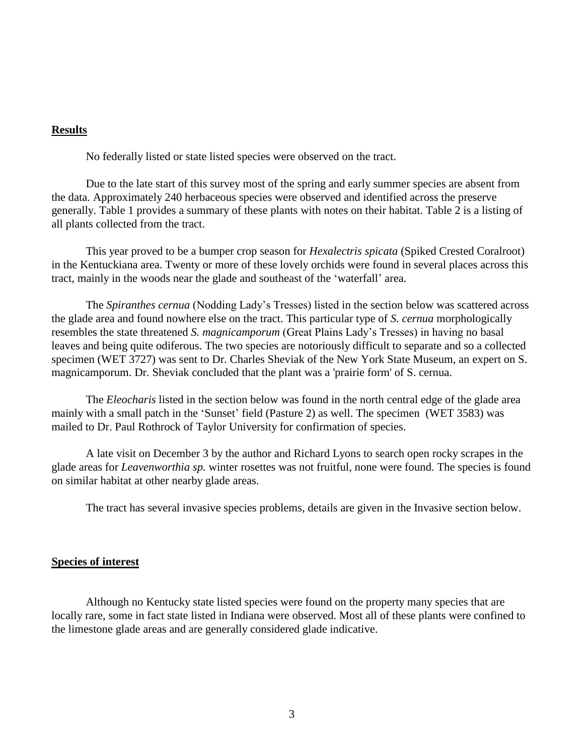## Results

No federally listed or state listed species were observed on the tract.

Due to the late start of this survey most of the spring and early summer species are absent from the data. Approximately 240 herbaceous species were observed and identified across the preserve generally. Table 1 provides a summary of these plants with notes on their habitat. Table 2 is a listing of all plants collected from the tract.

This year proved to be a bumper crop season for *Hexalectris spicata* (Spiked Crested Coralroot) in the Kentuckiana area. Twenty or more of these lovely orchids were found in several places across this tract, mainly in the woods near the glade and southeast of the 'waterfall' area.

The *Spiranthes cernua* (Nodding Lady's Tresses) listed in the section below was scattered across the glade area and found nowhere else on the tract. This particular type of *S. cernua* morphologically resembles the state threatened *S. magnicamporum* (Great Plains Lady's Tresses) in having no basal leaves and being quite odiferous. The two species are notoriously difficult to separate and so a collected specimen (WET 3727) was sent to Dr. Charles Sheviak of the New York State Museum, an expert on S. magnicamporum. Dr. Sheviak concluded that the plant was a 'prairie form' of S. cernua.

The *Eleocharis* listed in the section below was found in the north central edge of the glade area mainly with a small patch in the 'Sunset' field (Pasture 2) as well. The specimen (WET 3583) was mailed to Dr. Paul Rothrock of Taylor University for confirmation of species.

A late visit on December 3 by the author and Richard Lyons to search open rocky scrapes in the glade areas for *Leavenworthia sp.* winter rosettes was not fruitful, none were found. The species is found on similar habitat at other nearby glade areas.

The tract has several invasive species problems, details are given in the Invasive section below.

## Species of interest

Although no Kentucky state listed species were found on the property many species that are locally rare, some in fact state listed in Indiana were observed. Most all of these plants were confined to the limestone glade areas and are generally considered glade indicative.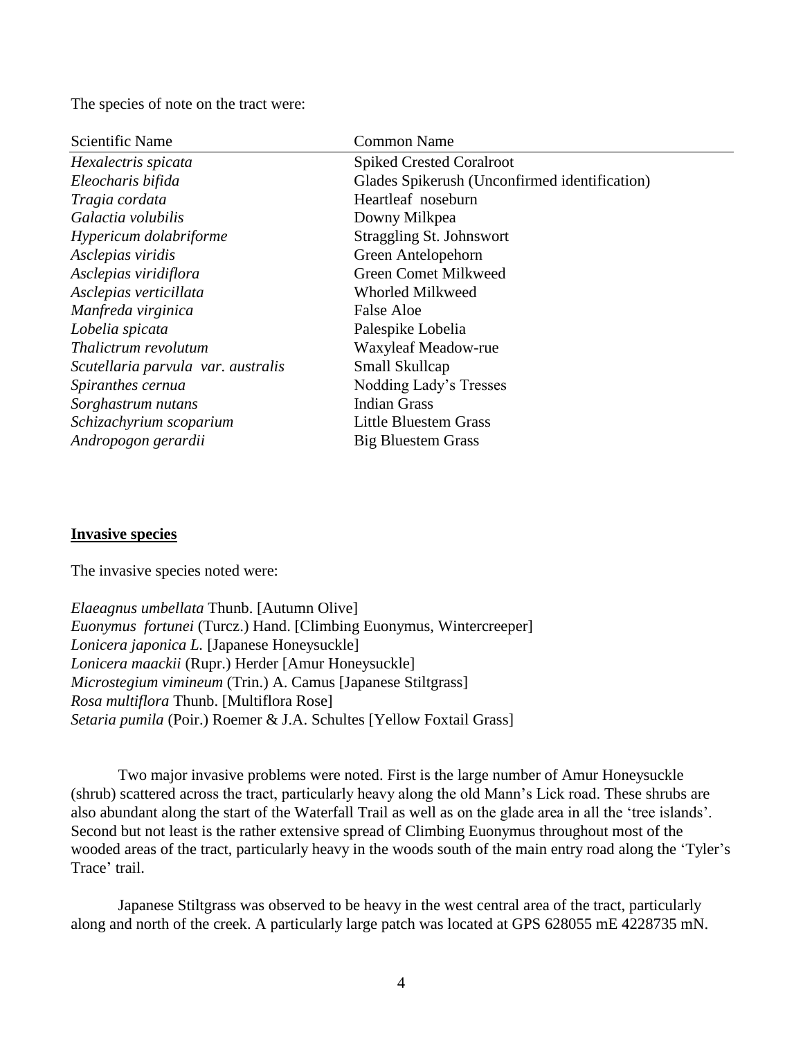The species of note on the tract were:

| Scientific Name | Common Name |
|---|---|
| *Hexalectris spicata* | Spiked Crested Coralroot |
| *Eleocharis bifida* | Glades Spikerush (Unconfirmed identification) |
| *Tragia cordata* | Heartleaf noseburn |
| *Galactia volubilis* | Downy Milkpea |
| *Hypericum dolabriforme* | Straggling St. Johnswort |
| *Asclepias viridis* | Green Antelopehorn |
| *Asclepias viridiflora* | Green Comet Milkweed |
| *Asclepias verticillata* | Whorled Milkweed |
| *Manfreda virginica* | False Aloe |
| *Lobelia spicata* | Palespike Lobelia |
| *Thalictrum revolutum* | Waxyleaf Meadow-rue |
| *Scutellaria parvula var. australis* | Small Skullcap |
| *Spiranthes cernua* | Nodding Lady's Tresses |
| *Sorghastrum nutans* | Indian Grass |
| *Schizachyrium scoparium* | Little Bluestem Grass |
| *Andropogon gerardii* | Big Bluestem Grass |

**Invasive species**

The invasive species noted were:

*Elaeagnus umbellata* Thunb. [Autumn Olive]
*Euonymus fortunei* (Turcz.) Hand. [Climbing Euonymus, Wintercreeper]
*Lonicera japonica L.* [Japanese Honeysuckle]
*Lonicera maackii* (Rupr.) Herder [Amur Honeysuckle]
*Microstegium vimineum* (Trin.) A. Camus [Japanese Stiltgrass]
*Rosa multiflora* Thunb. [Multiflora Rose]
*Setaria pumila* (Poir.) Roemer & J.A. Schultes [Yellow Foxtail Grass]

Two major invasive problems were noted. First is the large number of Amur Honeysuckle (shrub) scattered across the tract, particularly heavy along the old Mann's Lick road. These shrubs are also abundant along the start of the Waterfall Trail as well as on the glade area in all the 'tree islands'. Second but not least is the rather extensive spread of Climbing Euonymus throughout most of the wooded areas of the tract, particularly heavy in the woods south of the main entry road along the 'Tyler's Trace' trail.

Japanese Stiltgrass was observed to be heavy in the west central area of the tract, particularly along and north of the creek. A particularly large patch was located at GPS 628055 mE 4228735 mN.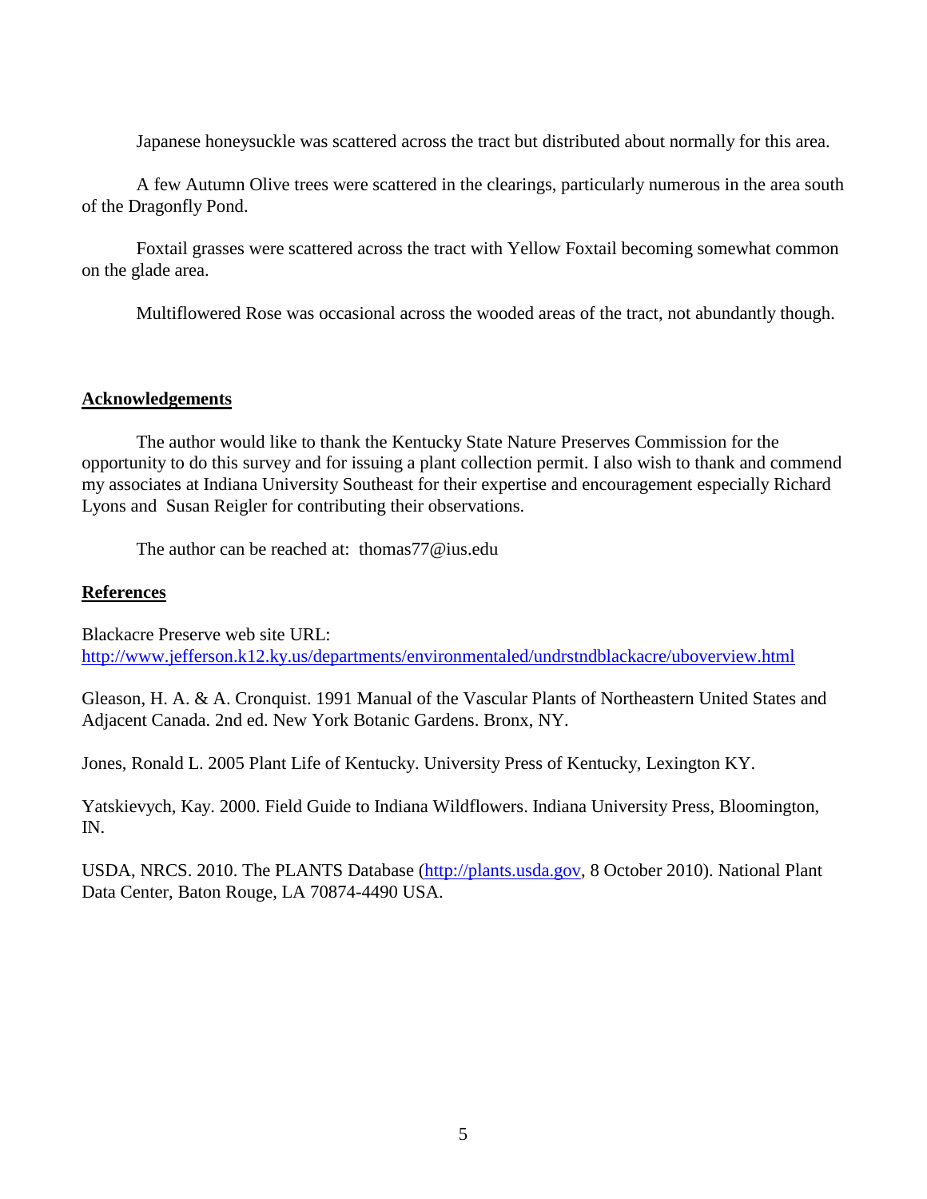Japanese honeysuckle was scattered across the tract but distributed about normally for this area.

A few Autumn Olive trees were scattered in the clearings, particularly numerous in the area south of the Dragonfly Pond.

Foxtail grasses were scattered across the tract with Yellow Foxtail becoming somewhat common on the glade area.

Multiflowered Rose was occasional across the wooded areas of the tract, not abundantly though.

## Acknowledgements

The author would like to thank the Kentucky State Nature Preserves Commission for the opportunity to do this survey and for issuing a plant collection permit. I also wish to thank and commend my associates at Indiana University Southeast for their expertise and encouragement especially Richard Lyons and Susan Reigler for contributing their observations.

The author can be reached at: thomas77@ius.edu

## References

Blackacre Preserve web site URL: [http://www.jefferson.k12.ky.us/departments/environmentaled/undrstndblackacre/uboverview.html](http://www.jefferson.k12.ky.us/departments/environmentaled/undrstndblackacre/uboverview.html)

Gleason, H. A. & A. Cronquist. 1991 Manual of the Vascular Plants of Northeastern United States and Adjacent Canada. 2nd ed. New York Botanic Gardens. Bronx, NY.

Jones, Ronald L. 2005 Plant Life of Kentucky. University Press of Kentucky, Lexington KY.

Yatskievych, Kay. 2000. Field Guide to Indiana Wildflowers. Indiana University Press, Bloomington, IN.

USDA, NRCS. 2010. The PLANTS Database ([http://plants.usda.gov](http://plants.usda.gov), 8 October 2010). National Plant Data Center, Baton Rouge, LA 70874-4490 USA.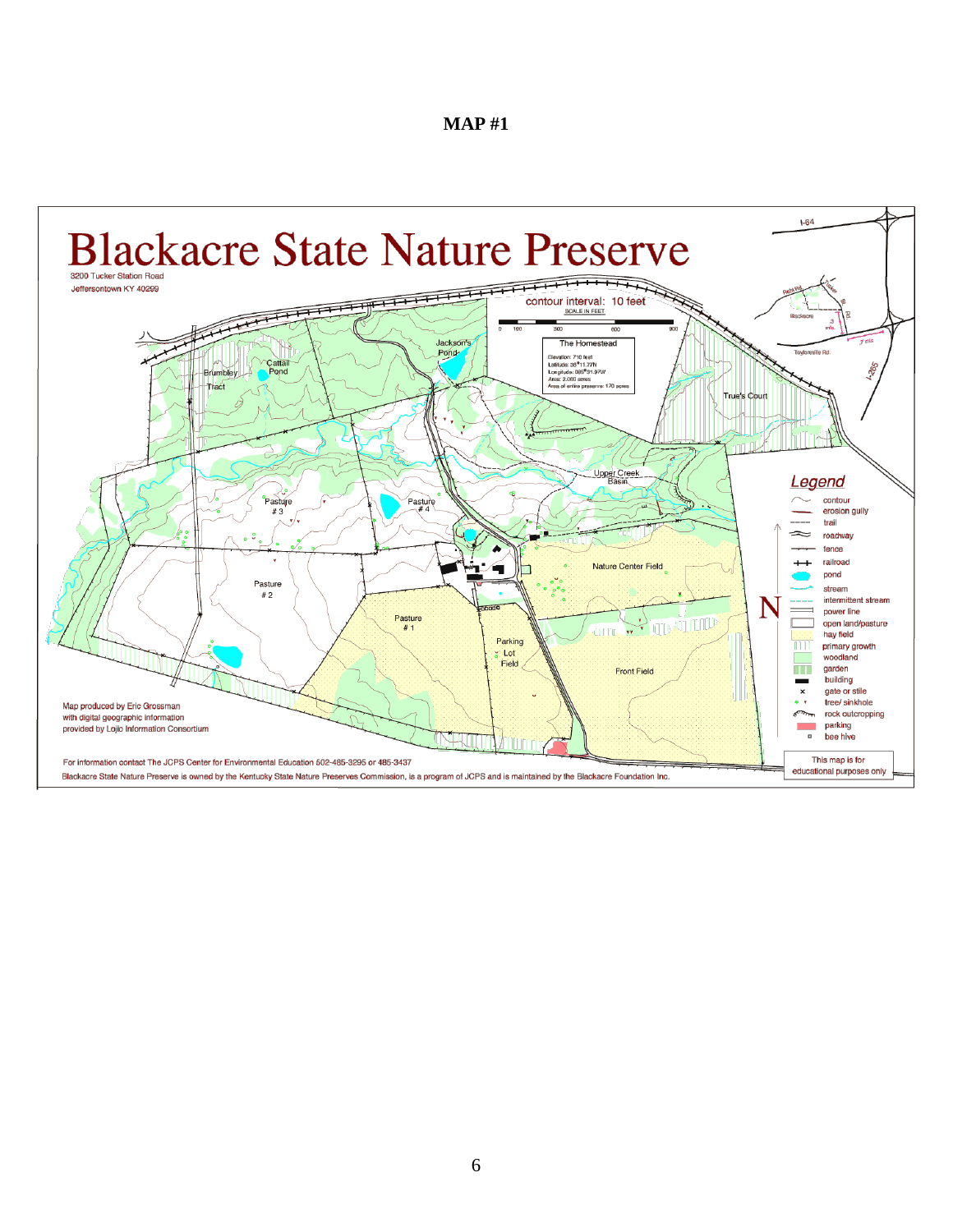**MAP #1**

# Blackacre State Nature Preserve

3200 Tucker Station Road
Jeffersontown KY 40299

contour interval: 10 feet

SCALE IN FEET

0 100 300 600 900

**The Homestead**

Elevation: 710 feet
Latitude: 38°11.77N
Longitude: 085°31.97W
Area: 2.060 acres
Area of entire preserve: 170 acres

Jackson's Pond

Cattail Pond

Brumbley Tract

True's Court

Upper Creek Basin

Pasture # 3

Pasture # 4

Pasture # 2

Pasture # 1

Nature Center Field

Parking Lot Field

Front Field

I-64

I-265

Taylorsville Rd.

Blackacre

## Legend

- contour
- erosion gully
- trail
- roadway
- fence
- railroad
- pond
- stream
- intermittent stream
- power line
- open land/pasture
- hay field
- primary growth
- woodland
- garden
- building
- gate or stile
- tree/ sinkhole
- rock outcropping
- parking
- bee hive

N

Map produced by Eric Grossman with digital geographic information provided by Lojic Information Consortium

For information contact The JCPS Center for Environmental Education 502-485-3295 or 485-3437

Blackacre State Nature Preserve is owned by the Kentucky State Nature Preserves Commission, is a program of JCPS and is maintained by the Blackacre Foundation Inc.

This map is for educational purposes only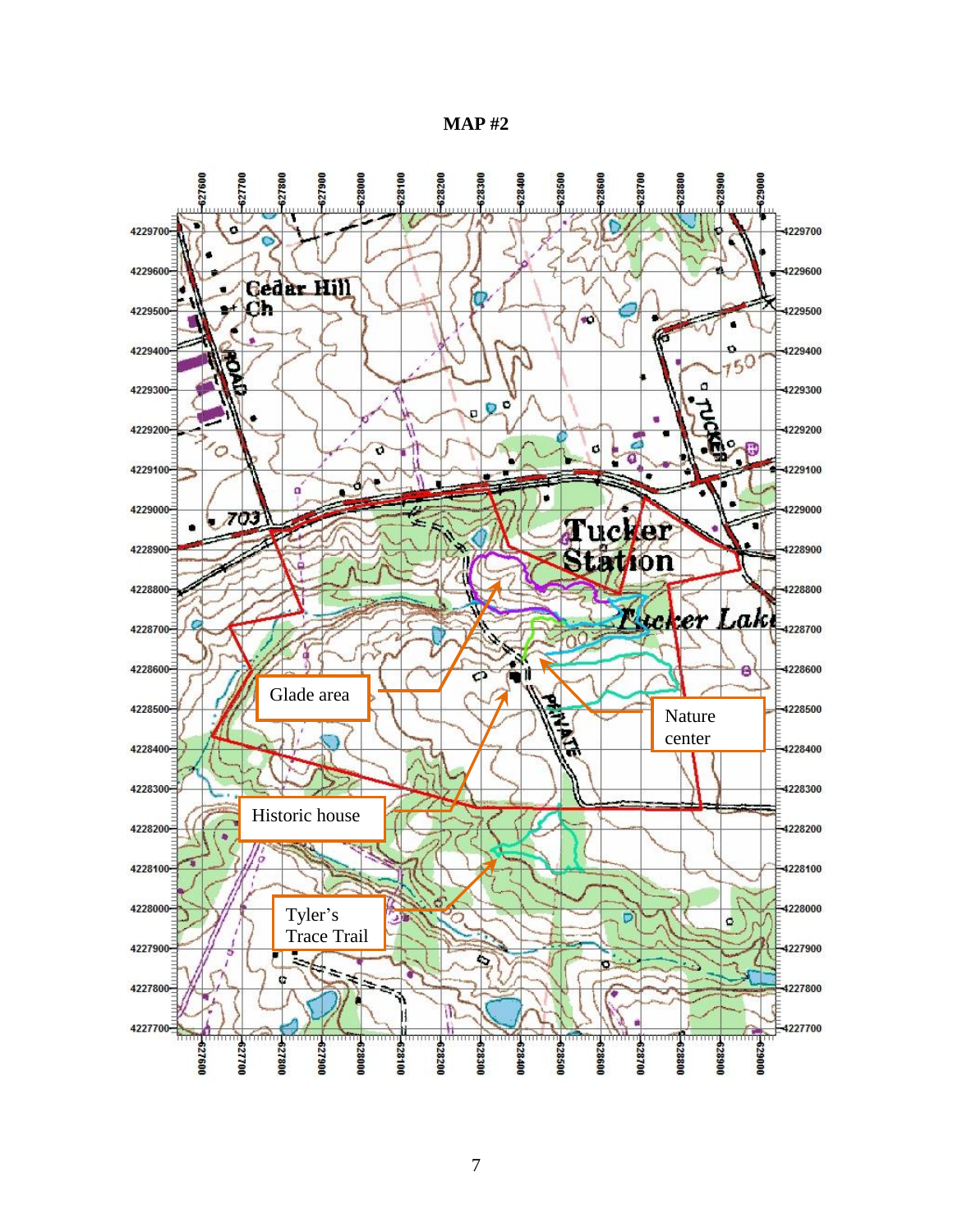# MAP #2

Glade area

Historic house

Tyler's Trace Trail

Nature center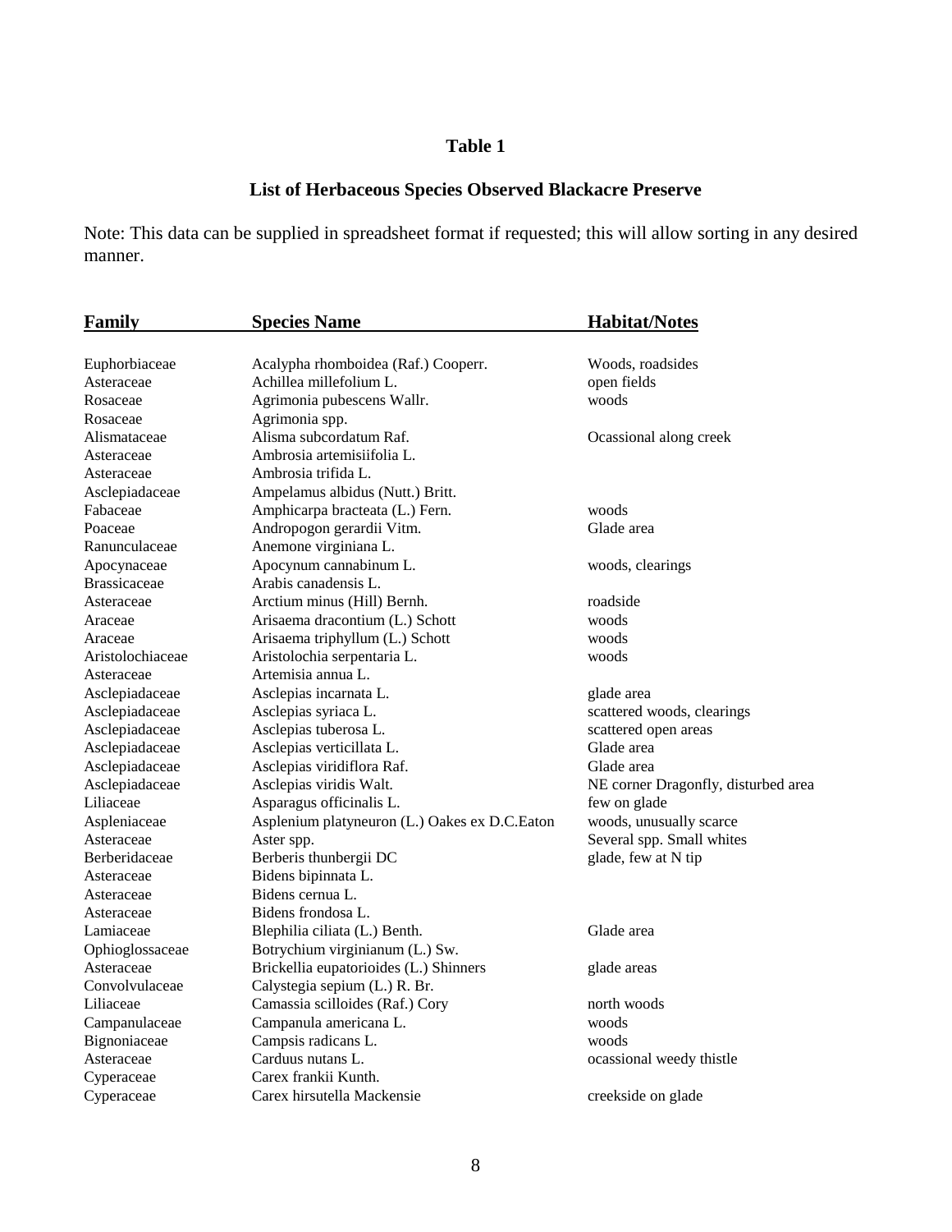**Table 1**

**List of Herbaceous Species Observed Blackacre Preserve**

Note: This data can be supplied in spreadsheet format if requested; this will allow sorting in any desired manner.

| Family | Species Name | Habitat/Notes |
|---|---|---|
| Euphorbiaceae | Acalypha rhomboidea (Raf.) Cooperr. | Woods, roadsides |
| Asteraceae | Achillea millefolium L. | open fields |
| Rosaceae | Agrimonia pubescens Wallr. | woods |
| Rosaceae | Agrimonia spp. | |
| Alismataceae | Alisma subcordatum Raf. | Ocassional along creek |
| Asteraceae | Ambrosia artemisiifolia L. | |
| Asteraceae | Ambrosia trifida L. | |
| Asclepiadaceae | Ampelamus albidus (Nutt.) Britt. | |
| Fabaceae | Amphicarpa bracteata (L.) Fern. | woods |
| Poaceae | Andropogon gerardii Vitm. | Glade area |
| Ranunculaceae | Anemone virginiana L. | |
| Apocynaceae | Apocynum cannabinum L. | woods, clearings |
| Brassicaceae | Arabis canadensis L. | |
| Asteraceae | Arctium minus (Hill) Bernh. | roadside |
| Araceae | Arisaema dracontium (L.) Schott | woods |
| Araceae | Arisaema triphyllum (L.) Schott | woods |
| Aristolochiaceae | Aristolochia serpentaria L. | woods |
| Asteraceae | Artemisia annua L. | |
| Asclepiadaceae | Asclepias incarnata L. | glade area |
| Asclepiadaceae | Asclepias syriaca L. | scattered woods, clearings |
| Asclepiadaceae | Asclepias tuberosa L. | scattered open areas |
| Asclepiadaceae | Asclepias verticillata L. | Glade area |
| Asclepiadaceae | Asclepias viridiflora Raf. | Glade area |
| Asclepiadaceae | Asclepias viridis Walt. | NE corner Dragonfly, disturbed area |
| Liliaceae | Asparagus officinalis L. | few on glade |
| Aspleniaceae | Asplenium platyneuron (L.) Oakes ex D.C.Eaton | woods, unusually scarce |
| Asteraceae | Aster spp. | Several spp. Small whites |
| Berberidaceae | Berberis thunbergii DC | glade, few at N tip |
| Asteraceae | Bidens bipinnata L. | |
| Asteraceae | Bidens cernua L. | |
| Asteraceae | Bidens frondosa L. | |
| Lamiaceae | Blephilia ciliata (L.) Benth. | Glade area |
| Ophioglossaceae | Botrychium virginianum (L.) Sw. | |
| Asteraceae | Brickellia eupatorioides (L.) Shinners | glade areas |
| Convolvulaceae | Calystegia sepium (L.) R. Br. | |
| Liliaceae | Camassia scilloides (Raf.) Cory | north woods |
| Campanulaceae | Campanula americana L. | woods |
| Bignoniaceae | Campsis radicans L. | woods |
| Asteraceae | Carduus nutans L. | ocassional weedy thistle |
| Cyperaceae | Carex frankii Kunth. | |
| Cyperaceae | Carex hirsutella Mackensie | creekside on glade |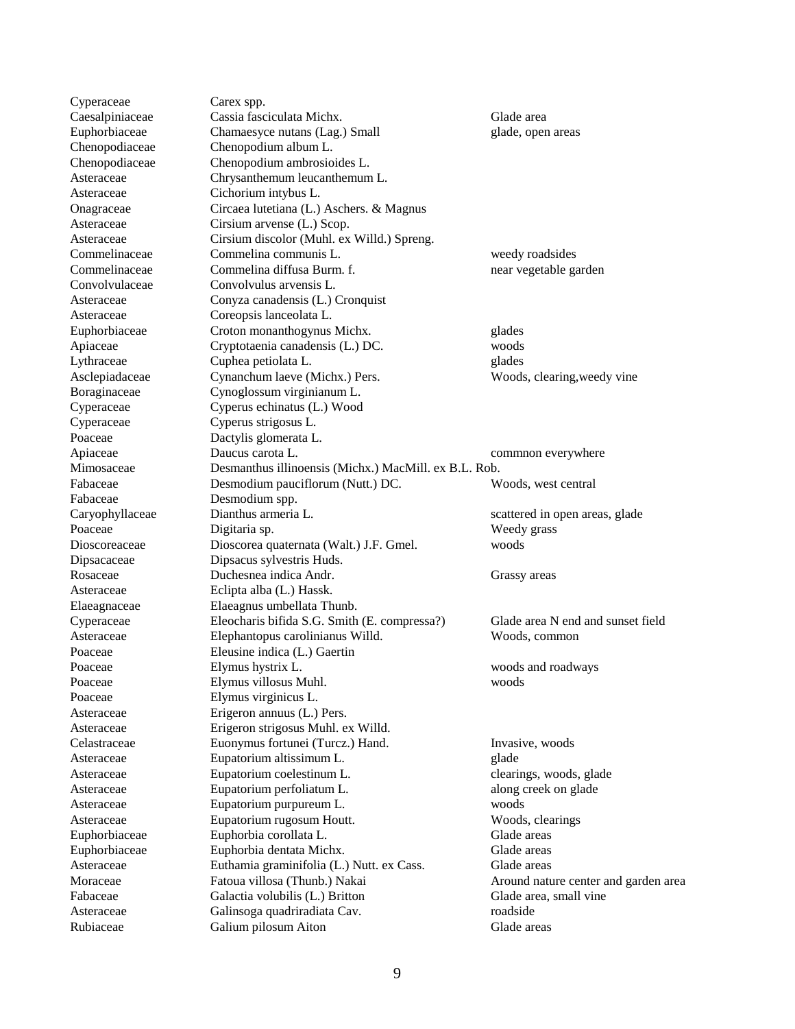| | | |
|---|---|---|
| Cyperaceae | Carex spp. | |
| Caesalpiniaceae | Cassia fasciculata Michx. | Glade area |
| Euphorbiaceae | Chamaesyce nutans (Lag.) Small | glade, open areas |
| Chenopodiaceae | Chenopodium album L. | |
| Chenopodiaceae | Chenopodium ambrosioides L. | |
| Asteraceae | Chrysanthemum leucanthemum L. | |
| Asteraceae | Cichorium intybus L. | |
| Onagraceae | Circaea lutetiana (L.) Aschers. & Magnus | |
| Asteraceae | Cirsium arvense (L.) Scop. | |
| Asteraceae | Cirsium discolor (Muhl. ex Willd.) Spreng. | |
| Commelinaceae | Commelina communis L. | weedy roadsides |
| Commelinaceae | Commelina diffusa Burm. f. | near vegetable garden |
| Convolvulaceae | Convolvulus arvensis L. | |
| Asteraceae | Conyza canadensis (L.) Cronquist | |
| Asteraceae | Coreopsis lanceolata L. | |
| Euphorbiaceae | Croton monanthogynus Michx. | glades |
| Apiaceae | Cryptotaenia canadensis (L.) DC. | woods |
| Lythraceae | Cuphea petiolata L. | glades |
| Asclepiadaceae | Cynanchum laeve (Michx.) Pers. | Woods, clearing,weedy vine |
| Boraginaceae | Cynoglossum virginianum L. | |
| Cyperaceae | Cyperus echinatus (L.) Wood | |
| Cyperaceae | Cyperus strigosus L. | |
| Poaceae | Dactylis glomerata L. | |
| Apiaceae | Daucus carota L. | commnon everywhere |
| Mimosaceae | Desmanthus illinoensis (Michx.) MacMill. ex B.L. Rob. | |
| Fabaceae | Desmodium pauciflorum (Nutt.) DC. | Woods, west central |
| Fabaceae | Desmodium spp. | |
| Caryophyllaceae | Dianthus armeria L. | scattered in open areas, glade |
| Poaceae | Digitaria sp. | Weedy grass |
| Dioscoreaceae | Dioscorea quaternata (Walt.) J.F. Gmel. | woods |
| Dipsacaceae | Dipsacus sylvestris Huds. | |
| Rosaceae | Duchesnea indica Andr. | Grassy areas |
| Asteraceae | Eclipta alba (L.) Hassk. | |
| Elaeagnaceae | Elaeagnus umbellata Thunb. | |
| Cyperaceae | Eleocharis bifida S.G. Smith (E. compressa?) | Glade area N end and sunset field |
| Asteraceae | Elephantopus carolinianus Willd. | Woods, common |
| Poaceae | Eleusine indica (L.) Gaertin | |
| Poaceae | Elymus hystrix L. | woods and roadways |
| Poaceae | Elymus villosus Muhl. | woods |
| Poaceae | Elymus virginicus L. | |
| Asteraceae | Erigeron annuus (L.) Pers. | |
| Asteraceae | Erigeron strigosus Muhl. ex Willd. | |
| Celastraceae | Euonymus fortunei (Turcz.) Hand. | Invasive, woods |
| Asteraceae | Eupatorium altissimum L. | glade |
| Asteraceae | Eupatorium coelestinum L. | clearings, woods, glade |
| Asteraceae | Eupatorium perfoliatum L. | along creek on glade |
| Asteraceae | Eupatorium purpureum L. | woods |
| Asteraceae | Eupatorium rugosum Houtt. | Woods, clearings |
| Euphorbiaceae | Euphorbia corollata L. | Glade areas |
| Euphorbiaceae | Euphorbia dentata Michx. | Glade areas |
| Asteraceae | Euthamia graminifolia (L.) Nutt. ex Cass. | Glade areas |
| Moraceae | Fatoua villosa (Thunb.) Nakai | Around nature center and garden area |
| Fabaceae | Galactia volubilis (L.) Britton | Glade area, small vine |
| Asteraceae | Galinsoga quadriradiata Cav. | roadside |
| Rubiaceae | Galium pilosum Aiton | Glade areas |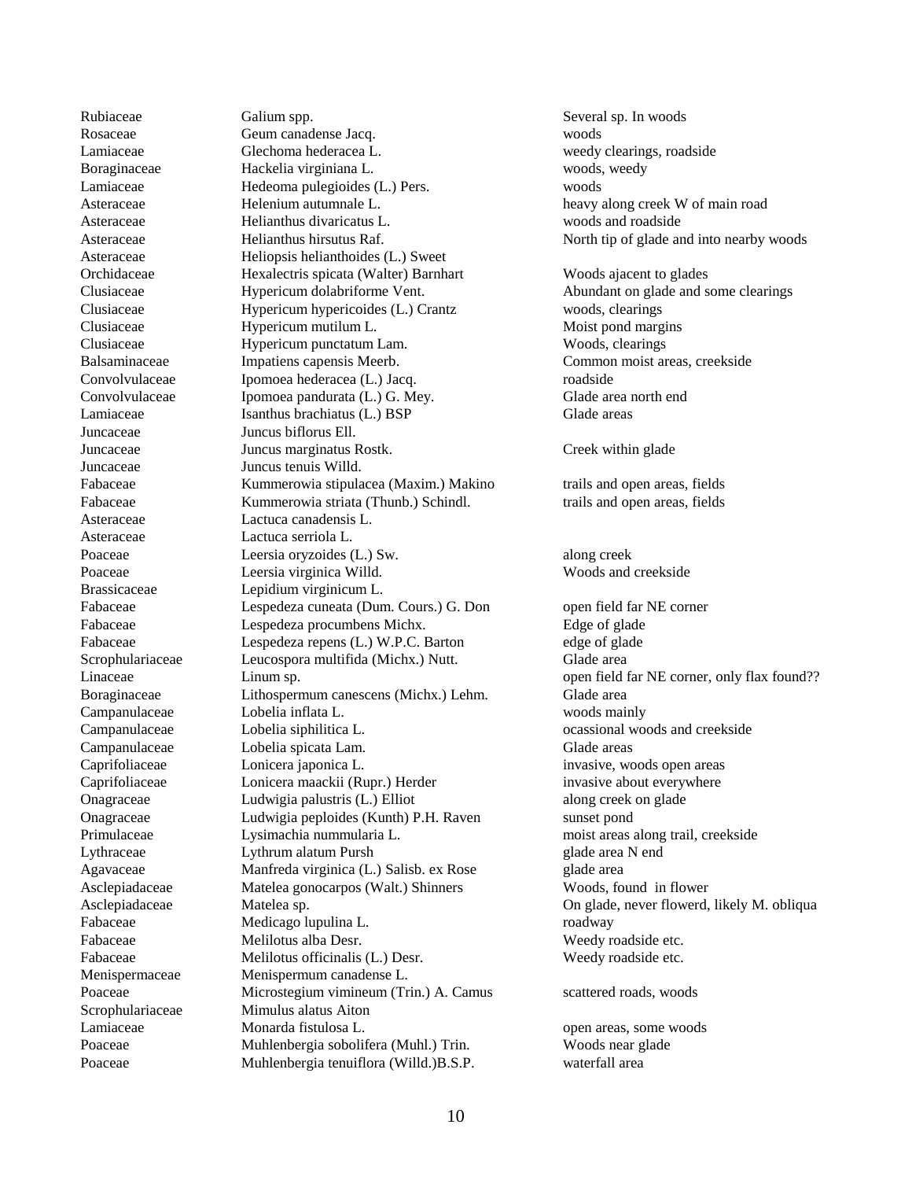| | | |
|---|---|---|
| Rubiaceae | Galium spp. | Several sp. In woods |
| Rosaceae | Geum canadense Jacq. | woods |
| Lamiaceae | Glechoma hederacea L. | weedy clearings, roadside |
| Boraginaceae | Hackelia virginiana L. | woods, weedy |
| Lamiaceae | Hedeoma pulegioides (L.) Pers. | woods |
| Asteraceae | Helenium autumnale L. | heavy along creek W of main road |
| Asteraceae | Helianthus divaricatus L. | woods and roadside |
| Asteraceae | Helianthus hirsutus Raf. | North tip of glade and into nearby woods |
| Asteraceae | Heliopsis helianthoides (L.) Sweet | |
| Orchidaceae | Hexalectris spicata (Walter) Barnhart | Woods ajacent to glades |
| Clusiaceae | Hypericum dolabriforme Vent. | Abundant on glade and some clearings |
| Clusiaceae | Hypericum hypericoides (L.) Crantz | woods, clearings |
| Clusiaceae | Hypericum mutilum L. | Moist pond margins |
| Clusiaceae | Hypericum punctatum Lam. | Woods, clearings |
| Balsaminaceae | Impatiens capensis Meerb. | Common moist areas, creekside |
| Convolvulaceae | Ipomoea hederacea (L.) Jacq. | roadside |
| Convolvulaceae | Ipomoea pandurata (L.) G. Mey. | Glade area north end |
| Lamiaceae | Isanthus brachiatus (L.) BSP | Glade areas |
| Juncaceae | Juncus biflorus Ell. | |
| Juncaceae | Juncus marginatus Rostk. | Creek within glade |
| Juncaceae | Juncus tenuis Willd. | |
| Fabaceae | Kummerowia stipulacea (Maxim.) Makino | trails and open areas, fields |
| Fabaceae | Kummerowia striata (Thunb.) Schindl. | trails and open areas, fields |
| Asteraceae | Lactuca canadensis L. | |
| Asteraceae | Lactuca serriola L. | |
| Poaceae | Leersia oryzoides (L.) Sw. | along creek |
| Poaceae | Leersia virginica Willd. | Woods and creekside |
| Brassicaceae | Lepidium virginicum L. | |
| Fabaceae | Lespedeza cuneata (Dum. Cours.) G. Don | open field far NE corner |
| Fabaceae | Lespedeza procumbens Michx. | Edge of glade |
| Fabaceae | Lespedeza repens (L.) W.P.C. Barton | edge of glade |
| Scrophulariaceae | Leucospora multifida (Michx.) Nutt. | Glade area |
| Linaceae | Linum sp. | open field far NE corner, only flax found?? |
| Boraginaceae | Lithospermum canescens (Michx.) Lehm. | Glade area |
| Campanulaceae | Lobelia inflata L. | woods mainly |
| Campanulaceae | Lobelia siphilitica L. | ocassional woods and creekside |
| Campanulaceae | Lobelia spicata Lam. | Glade areas |
| Caprifoliaceae | Lonicera japonica L. | invasive, woods open areas |
| Caprifoliaceae | Lonicera maackii (Rupr.) Herder | invasive about everywhere |
| Onagraceae | Ludwigia palustris (L.) Elliot | along creek on glade |
| Onagraceae | Ludwigia peploides (Kunth) P.H. Raven | sunset pond |
| Primulaceae | Lysimachia nummularia L. | moist areas along trail, creekside |
| Lythraceae | Lythrum alatum Pursh | glade area N end |
| Agavaceae | Manfreda virginica (L.) Salisb. ex Rose | glade area |
| Asclepiadaceae | Matelea gonocarpos (Walt.) Shinners | Woods, found in flower |
| Asclepiadaceae | Matelea sp. | On glade, never flowerd, likely M. obliqua |
| Fabaceae | Medicago lupulina L. | roadway |
| Fabaceae | Melilotus alba Desr. | Weedy roadside etc. |
| Fabaceae | Melilotus officinalis (L.) Desr. | Weedy roadside etc. |
| Menispermaceae | Menispermum canadense L. | |
| Poaceae | Microstegium vimineum (Trin.) A. Camus | scattered roads, woods |
| Scrophulariaceae | Mimulus alatus Aiton | |
| Lamiaceae | Monarda fistulosa L. | open areas, some woods |
| Poaceae | Muhlenbergia sobolifera (Muhl.) Trin. | Woods near glade |
| Poaceae | Muhlenbergia tenuiflora (Willd.)B.S.P. | waterfall area |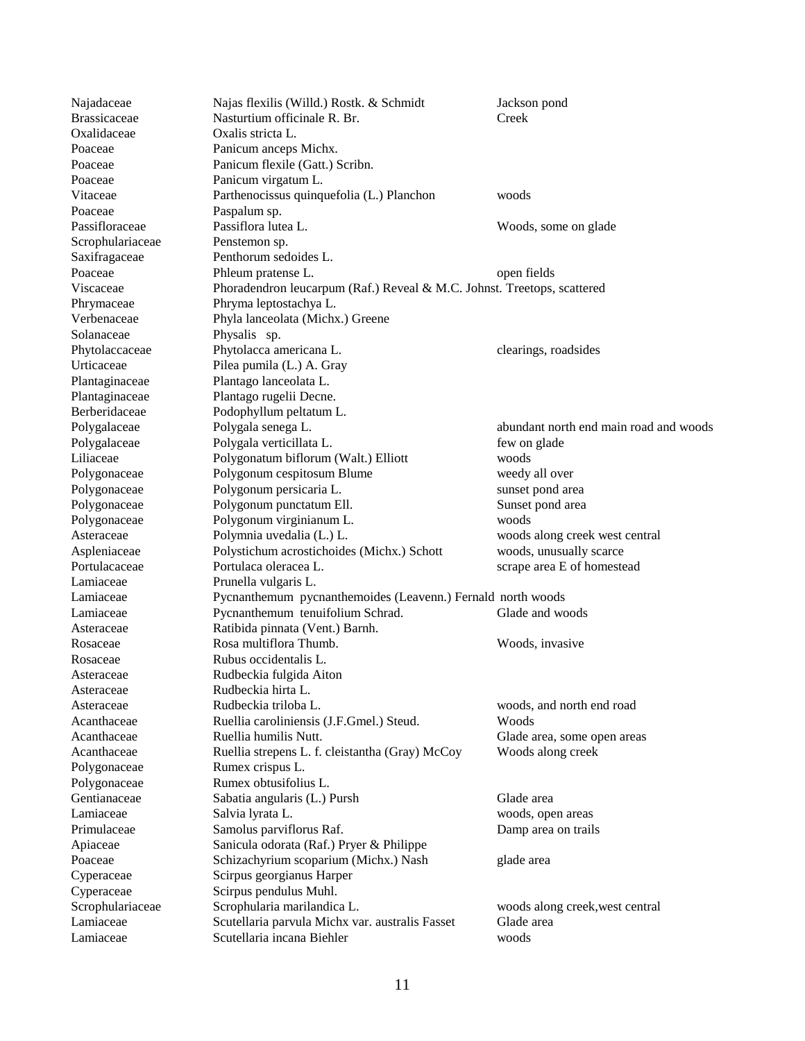| | | |
|---|---|---|
| Najadaceae | Najas flexilis (Willd.) Rostk. & Schmidt | Jackson pond |
| Brassicaceae | Nasturtium officinale R. Br. | Creek |
| Oxalidaceae | Oxalis stricta L. | |
| Poaceae | Panicum anceps Michx. | |
| Poaceae | Panicum flexile (Gatt.) Scribn. | |
| Poaceae | Panicum virgatum L. | |
| Vitaceae | Parthenocissus quinquefolia (L.) Planchon | woods |
| Poaceae | Paspalum sp. | |
| Passifloraceae | Passiflora lutea L. | Woods, some on glade |
| Scrophulariaceae | Penstemon sp. | |
| Saxifragaceae | Penthorum sedoides L. | |
| Poaceae | Phleum pratense L. | open fields |
| Viscaceae | Phoradendron leucarpum (Raf.) Reveal & M.C. Johnst. | Treetops, scattered |
| Phrymaceae | Phryma leptostachya L. | |
| Verbenaceae | Phyla lanceolata (Michx.) Greene | |
| Solanaceae | Physalis sp. | |
| Phytolaccaceae | Phytolacca americana L. | clearings, roadsides |
| Urticaceae | Pilea pumila (L.) A. Gray | |
| Plantaginaceae | Plantago lanceolata L. | |
| Plantaginaceae | Plantago rugelii Decne. | |
| Berberidaceae | Podophyllum peltatum L. | |
| Polygalaceae | Polygala senega L. | abundant north end main road and woods |
| Polygalaceae | Polygala verticillata L. | few on glade |
| Liliaceae | Polygonatum biflorum (Walt.) Elliott | woods |
| Polygonaceae | Polygonum cespitosum Blume | weedy all over |
| Polygonaceae | Polygonum persicaria L. | sunset pond area |
| Polygonaceae | Polygonum punctatum Ell. | Sunset pond area |
| Polygonaceae | Polygonum virginianum L. | woods |
| Asteraceae | Polymnia uvedalia (L.) L. | woods along creek west central |
| Aspleniaceae | Polystichum acrostichoides (Michx.) Schott | woods, unusually scarce |
| Portulacaceae | Portulaca oleracea L. | scrape area E of homestead |
| Lamiaceae | Prunella vulgaris L. | |
| Lamiaceae | Pycnanthemum pycnanthemoides (Leavenn.) Fernald | north woods |
| Lamiaceae | Pycnanthemum tenuifolium Schrad. | Glade and woods |
| Asteraceae | Ratibida pinnata (Vent.) Barnh. | |
| Rosaceae | Rosa multiflora Thumb. | Woods, invasive |
| Rosaceae | Rubus occidentalis L. | |
| Asteraceae | Rudbeckia fulgida Aiton | |
| Asteraceae | Rudbeckia hirta L. | |
| Asteraceae | Rudbeckia triloba L. | woods, and north end road |
| Acanthaceae | Ruellia caroliniensis (J.F.Gmel.) Steud. | Woods |
| Acanthaceae | Ruellia humilis Nutt. | Glade area, some open areas |
| Acanthaceae | Ruellia strepens L. f. cleistantha (Gray) McCoy | Woods along creek |
| Polygonaceae | Rumex crispus L. | |
| Polygonaceae | Rumex obtusifolius L. | |
| Gentianaceae | Sabatia angularis (L.) Pursh | Glade area |
| Lamiaceae | Salvia lyrata L. | woods, open areas |
| Primulaceae | Samolus parviflorus Raf. | Damp area on trails |
| Apiaceae | Sanicula odorata (Raf.) Pryer & Philippe | |
| Poaceae | Schizachyrium scoparium (Michx.) Nash | glade area |
| Cyperaceae | Scirpus georgianus Harper | |
| Cyperaceae | Scirpus pendulus Muhl. | |
| Scrophulariaceae | Scrophularia marilandica L. | woods along creek,west central |
| Lamiaceae | Scutellaria parvula Michx var. australis Fasset | Glade area |
| Lamiaceae | Scutellaria incana Biehler | woods |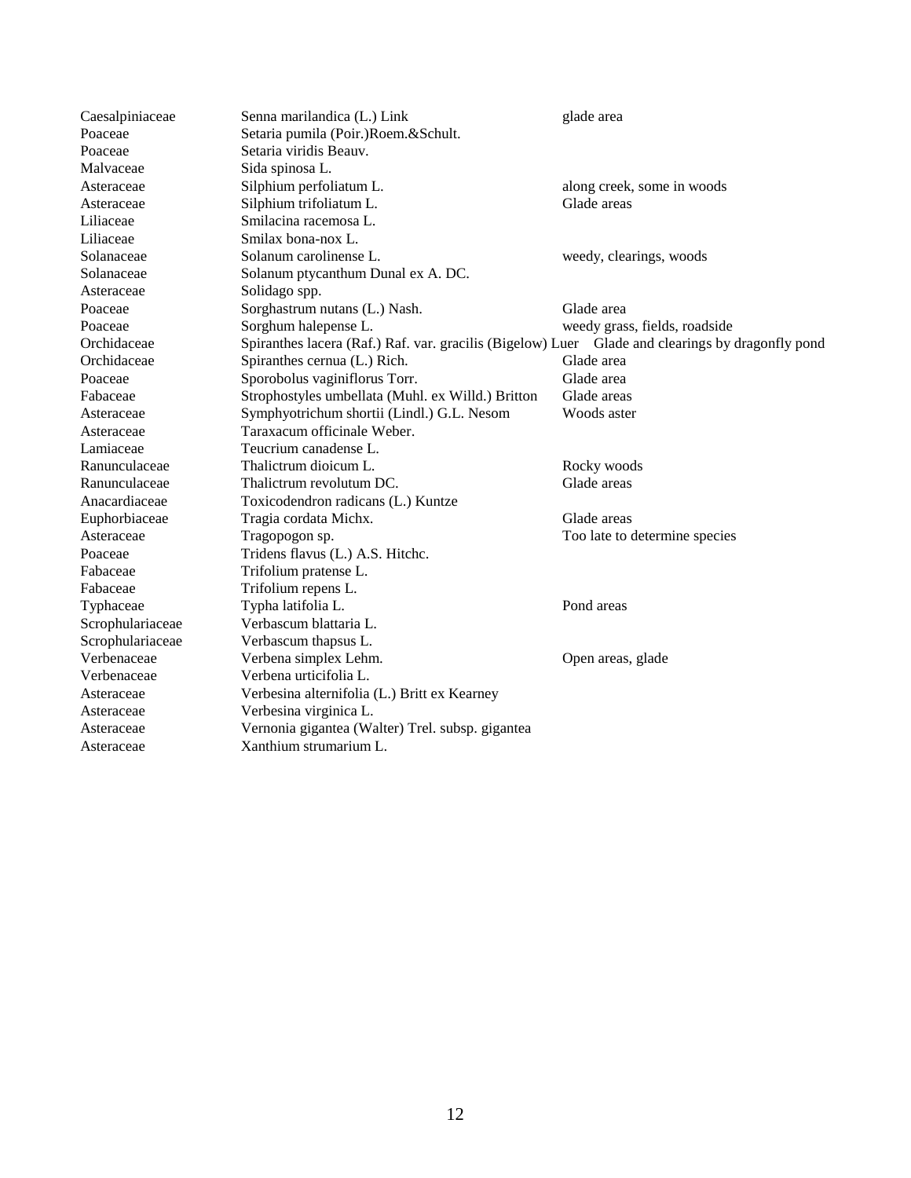| | | |
|---|---|---|
| Caesalpiniaceae | Senna marilandica (L.) Link | glade area |
| Poaceae | Setaria pumila (Poir.)Roem.&Schult. | |
| Poaceae | Setaria viridis Beauv. | |
| Malvaceae | Sida spinosa L. | |
| Asteraceae | Silphium perfoliatum L. | along creek, some in woods |
| Asteraceae | Silphium trifoliatum L. | Glade areas |
| Liliaceae | Smilacina racemosa L. | |
| Liliaceae | Smilax bona-nox L. | |
| Solanaceae | Solanum carolinense L. | weedy, clearings, woods |
| Solanaceae | Solanum ptycanthum Dunal ex A. DC. | |
| Asteraceae | Solidago spp. | |
| Poaceae | Sorghastrum nutans (L.) Nash. | Glade area |
| Poaceae | Sorghum halepense L. | weedy grass, fields, roadside |
| Orchidaceae | Spiranthes lacera (Raf.) Raf. var. gracilis (Bigelow) Luer | Glade and clearings by dragonfly pond |
| Orchidaceae | Spiranthes cernua (L.) Rich. | Glade area |
| Poaceae | Sporobolus vaginiflorus Torr. | Glade area |
| Fabaceae | Strophostyles umbellata (Muhl. ex Willd.) Britton | Glade areas |
| Asteraceae | Symphyotrichum shortii (Lindl.) G.L. Nesom | Woods aster |
| Asteraceae | Taraxacum officinale Weber. | |
| Lamiaceae | Teucrium canadense L. | |
| Ranunculaceae | Thalictrum dioicum L. | Rocky woods |
| Ranunculaceae | Thalictrum revolutum DC. | Glade areas |
| Anacardiaceae | Toxicodendron radicans (L.) Kuntze | |
| Euphorbiaceae | Tragia cordata Michx. | Glade areas |
| Asteraceae | Tragopogon sp. | Too late to determine species |
| Poaceae | Tridens flavus (L.) A.S. Hitchc. | |
| Fabaceae | Trifolium pratense L. | |
| Fabaceae | Trifolium repens L. | |
| Typhaceae | Typha latifolia L. | Pond areas |
| Scrophulariaceae | Verbascum blattaria L. | |
| Scrophulariaceae | Verbascum thapsus L. | |
| Verbenaceae | Verbena simplex Lehm. | Open areas, glade |
| Verbenaceae | Verbena urticifolia L. | |
| Asteraceae | Verbesina alternifolia (L.) Britt ex Kearney | |
| Asteraceae | Verbesina virginica L. | |
| Asteraceae | Vernonia gigantea (Walter) Trel. subsp. gigantea | |
| Asteraceae | Xanthium strumarium L. | |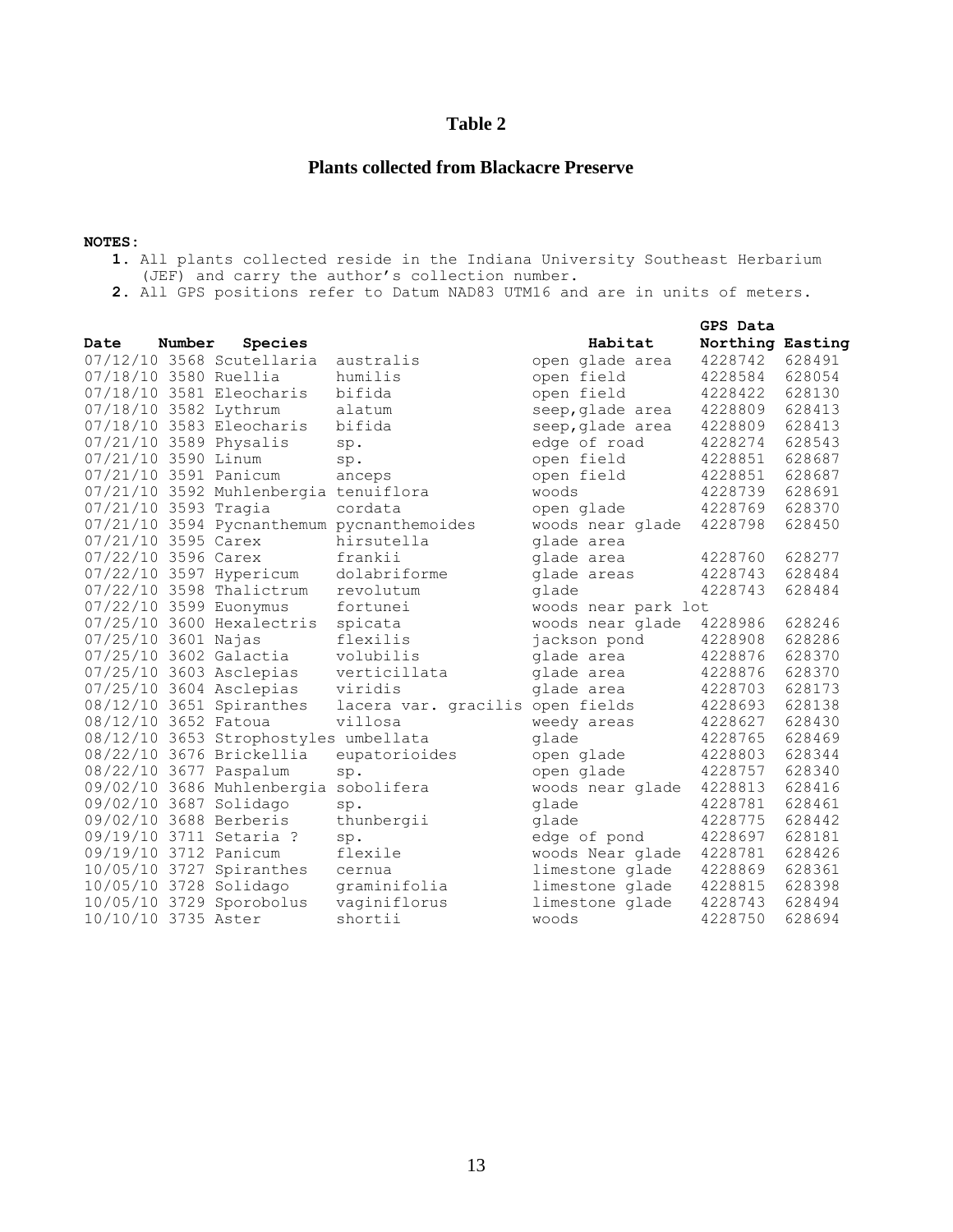# Table 2

## Plants collected from Blackacre Preserve

**NOTES:**

1. All plants collected reside in the Indiana University Southeast Herbarium (JEF) and carry the author's collection number.
2. All GPS positions refer to Datum NAD83 UTM16 and are in units of meters.

| Date | Number | Species | | Habitat | GPS Data Northing | GPS Data Easting |
|---|---|---|---|---|---|---|
| 07/12/10 | 3568 | Scutellaria | australis | open glade area | 4228742 | 628491 |
| 07/18/10 | 3580 | Ruellia | humilis | open field | 4228584 | 628054 |
| 07/18/10 | 3581 | Eleocharis | bifida | open field | 4228422 | 628130 |
| 07/18/10 | 3582 | Lythrum | alatum | seep,glade area | 4228809 | 628413 |
| 07/18/10 | 3583 | Eleocharis | bifida | seep,glade area | 4228809 | 628413 |
| 07/21/10 | 3589 | Physalis | sp. | edge of road | 4228274 | 628543 |
| 07/21/10 | 3590 | Linum | sp. | open field | 4228851 | 628687 |
| 07/21/10 | 3591 | Panicum | anceps | open field | 4228851 | 628687 |
| 07/21/10 | 3592 | Muhlenbergia | tenuiflora | woods | 4228739 | 628691 |
| 07/21/10 | 3593 | Tragia | cordata | open glade | 4228769 | 628370 |
| 07/21/10 | 3594 | Pycnanthemum | pycnanthemoides | woods near glade | 4228798 | 628450 |
| 07/21/10 | 3595 | Carex | hirsutella | glade area | | |
| 07/22/10 | 3596 | Carex | frankii | glade area | 4228760 | 628277 |
| 07/22/10 | 3597 | Hypericum | dolabriforme | glade areas | 4228743 | 628484 |
| 07/22/10 | 3598 | Thalictrum | revolutum | glade | 4228743 | 628484 |
| 07/22/10 | 3599 | Euonymus | fortunei | woods near park lot | | |
| 07/25/10 | 3600 | Hexalectris | spicata | woods near glade | 4228986 | 628246 |
| 07/25/10 | 3601 | Najas | flexilis | jackson pond | 4228908 | 628286 |
| 07/25/10 | 3602 | Galactia | volubilis | glade area | 4228876 | 628370 |
| 07/25/10 | 3603 | Asclepias | verticillata | glade area | 4228876 | 628370 |
| 07/25/10 | 3604 | Asclepias | viridis | glade area | 4228703 | 628173 |
| 08/12/10 | 3651 | Spiranthes | lacera var. gracilis | open fields | 4228693 | 628138 |
| 08/12/10 | 3652 | Fatoua | villosa | weedy areas | 4228627 | 628430 |
| 08/12/10 | 3653 | Strophostyles | umbellata | glade | 4228765 | 628469 |
| 08/22/10 | 3676 | Brickellia | eupatorioides | open glade | 4228803 | 628344 |
| 08/22/10 | 3677 | Paspalum | sp. | open glade | 4228757 | 628340 |
| 09/02/10 | 3686 | Muhlenbergia | sobolifera | woods near glade | 4228813 | 628416 |
| 09/02/10 | 3687 | Solidago | sp. | glade | 4228781 | 628461 |
| 09/02/10 | 3688 | Berberis | thunbergii | glade | 4228775 | 628442 |
| 09/19/10 | 3711 | Setaria ? | sp. | edge of pond | 4228697 | 628181 |
| 09/19/10 | 3712 | Panicum | flexile | woods Near glade | 4228781 | 628426 |
| 10/05/10 | 3727 | Spiranthes | cernua | limestone glade | 4228869 | 628361 |
| 10/05/10 | 3728 | Solidago | graminifolia | limestone glade | 4228815 | 628398 |
| 10/05/10 | 3729 | Sporobolus | vaginiflorus | limestone glade | 4228743 | 628494 |
| 10/10/10 | 3735 | Aster | shortii | woods | 4228750 | 628694 |